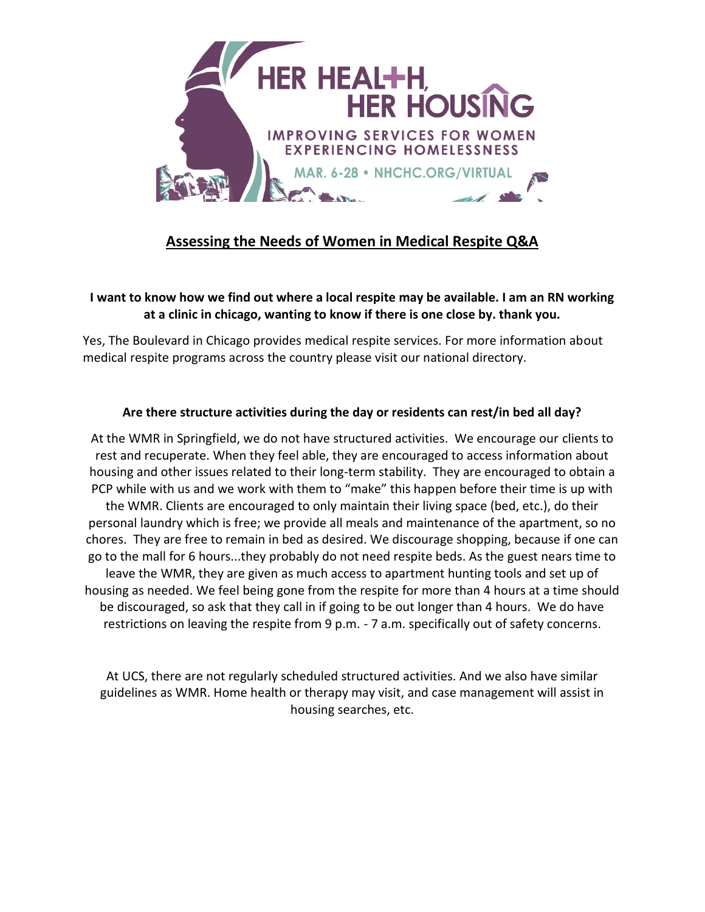# Assessing the Needs of Women in Medical Respite Q&A

**I want to know how we find out where a local respite may be available. I am an RN working at a clinic in chicago, wanting to know if there is one close by. thank you.**

Yes, The Boulevard in Chicago provides medical respite services. For more information about medical respite programs across the country please visit our national directory.

**Are there structure activities during the day or residents can rest/in bed all day?**

At the WMR in Springfield, we do not have structured activities. We encourage our clients to rest and recuperate. When they feel able, they are encouraged to access information about housing and other issues related to their long-term stability. They are encouraged to obtain a PCP while with us and we work with them to "make" this happen before their time is up with the WMR. Clients are encouraged to only maintain their living space (bed, etc.), do their personal laundry which is free; we provide all meals and maintenance of the apartment, so no chores. They are free to remain in bed as desired. We discourage shopping, because if one can go to the mall for 6 hours...they probably do not need respite beds. As the guest nears time to leave the WMR, they are given as much access to apartment hunting tools and set up of housing as needed. We feel being gone from the respite for more than 4 hours at a time should be discouraged, so ask that they call in if going to be out longer than 4 hours. We do have restrictions on leaving the respite from 9 p.m. - 7 a.m. specifically out of safety concerns.

At UCS, there are not regularly scheduled structured activities. And we also have similar guidelines as WMR. Home health or therapy may visit, and case management will assist in housing searches, etc.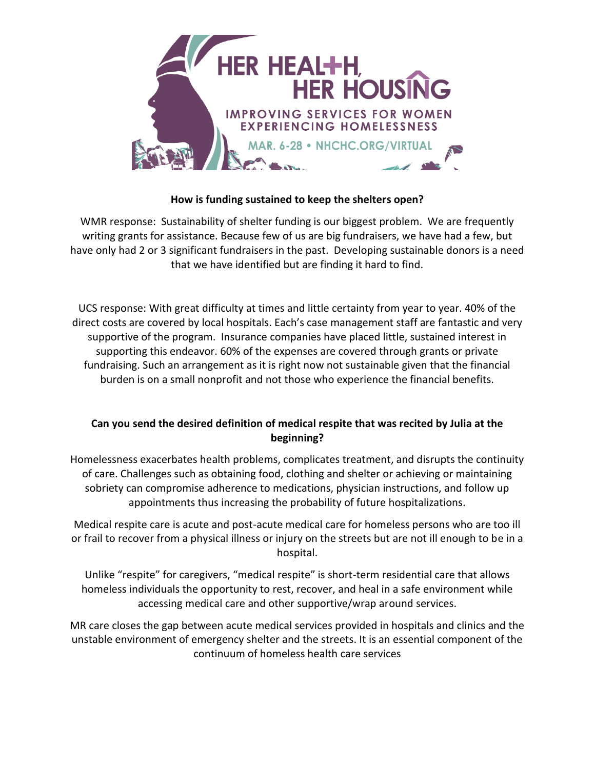**How is funding sustained to keep the shelters open?**

WMR response: Sustainability of shelter funding is our biggest problem. We are frequently writing grants for assistance. Because few of us are big fundraisers, we have had a few, but have only had 2 or 3 significant fundraisers in the past. Developing sustainable donors is a need that we have identified but are finding it hard to find.

UCS response: With great difficulty at times and little certainty from year to year. 40% of the direct costs are covered by local hospitals. Each's case management staff are fantastic and very supportive of the program. Insurance companies have placed little, sustained interest in supporting this endeavor. 60% of the expenses are covered through grants or private fundraising. Such an arrangement as it is right now not sustainable given that the financial burden is on a small nonprofit and not those who experience the financial benefits.

**Can you send the desired definition of medical respite that was recited by Julia at the beginning?**

Homelessness exacerbates health problems, complicates treatment, and disrupts the continuity of care. Challenges such as obtaining food, clothing and shelter or achieving or maintaining sobriety can compromise adherence to medications, physician instructions, and follow up appointments thus increasing the probability of future hospitalizations.

Medical respite care is acute and post-acute medical care for homeless persons who are too ill or frail to recover from a physical illness or injury on the streets but are not ill enough to be in a hospital.

Unlike "respite" for caregivers, "medical respite" is short-term residential care that allows homeless individuals the opportunity to rest, recover, and heal in a safe environment while accessing medical care and other supportive/wrap around services.

MR care closes the gap between acute medical services provided in hospitals and clinics and the unstable environment of emergency shelter and the streets. It is an essential component of the continuum of homeless health care services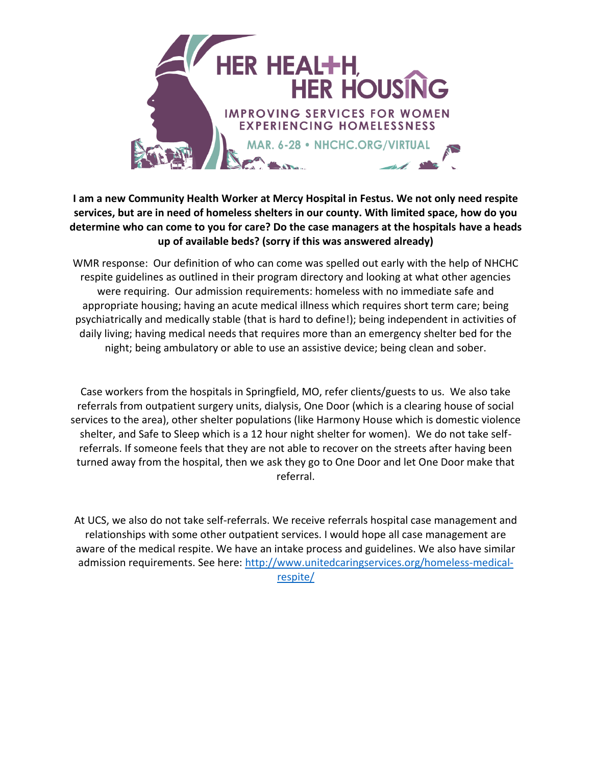**I am a new Community Health Worker at Mercy Hospital in Festus. We not only need respite services, but are in need of homeless shelters in our county. With limited space, how do you determine who can come to you for care? Do the case managers at the hospitals have a heads up of available beds? (sorry if this was answered already)**

WMR response: Our definition of who can come was spelled out early with the help of NHCHC respite guidelines as outlined in their program directory and looking at what other agencies were requiring. Our admission requirements: homeless with no immediate safe and appropriate housing; having an acute medical illness which requires short term care; being psychiatrically and medically stable (that is hard to define!); being independent in activities of daily living; having medical needs that requires more than an emergency shelter bed for the night; being ambulatory or able to use an assistive device; being clean and sober.

Case workers from the hospitals in Springfield, MO, refer clients/guests to us. We also take referrals from outpatient surgery units, dialysis, One Door (which is a clearing house of social services to the area), other shelter populations (like Harmony House which is domestic violence shelter, and Safe to Sleep which is a 12 hour night shelter for women). We do not take self-referrals. If someone feels that they are not able to recover on the streets after having been turned away from the hospital, then we ask they go to One Door and let One Door make that referral.

At UCS, we also do not take self-referrals. We receive referrals hospital case management and relationships with some other outpatient services. I would hope all case management are aware of the medical respite. We have an intake process and guidelines. We also have similar admission requirements. See here: [http://www.unitedcaringservices.org/homeless-medical-respite/](http://www.unitedcaringservices.org/homeless-medical-respite/)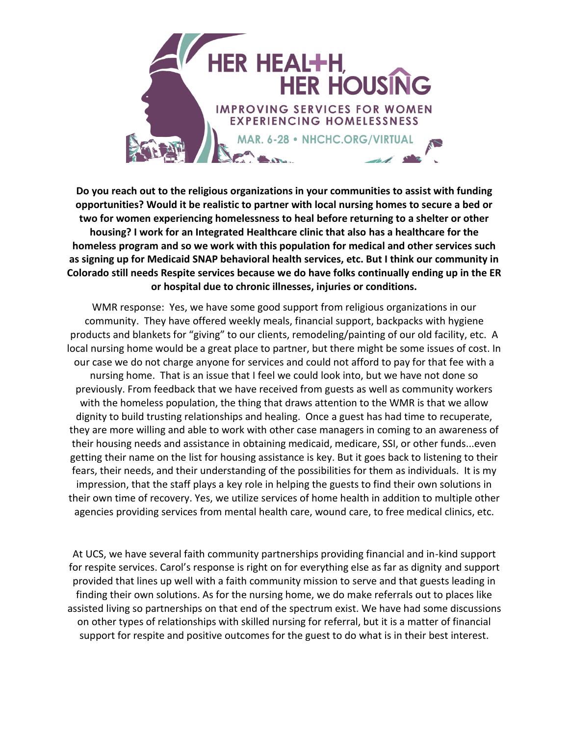**Do you reach out to the religious organizations in your communities to assist with funding opportunities? Would it be realistic to partner with local nursing homes to secure a bed or two for women experiencing homelessness to heal before returning to a shelter or other housing? I work for an Integrated Healthcare clinic that also has a healthcare for the homeless program and so we work with this population for medical and other services such as signing up for Medicaid SNAP behavioral health services, etc. But I think our community in Colorado still needs Respite services because we do have folks continually ending up in the ER or hospital due to chronic illnesses, injuries or conditions.**

WMR response: Yes, we have some good support from religious organizations in our community. They have offered weekly meals, financial support, backpacks with hygiene products and blankets for "giving" to our clients, remodeling/painting of our old facility, etc. A local nursing home would be a great place to partner, but there might be some issues of cost. In our case we do not charge anyone for services and could not afford to pay for that fee with a nursing home. That is an issue that I feel we could look into, but we have not done so previously. From feedback that we have received from guests as well as community workers with the homeless population, the thing that draws attention to the WMR is that we allow dignity to build trusting relationships and healing. Once a guest has had time to recuperate, they are more willing and able to work with other case managers in coming to an awareness of their housing needs and assistance in obtaining medicaid, medicare, SSI, or other funds...even getting their name on the list for housing assistance is key. But it goes back to listening to their fears, their needs, and their understanding of the possibilities for them as individuals. It is my impression, that the staff plays a key role in helping the guests to find their own solutions in their own time of recovery. Yes, we utilize services of home health in addition to multiple other agencies providing services from mental health care, wound care, to free medical clinics, etc.

At UCS, we have several faith community partnerships providing financial and in-kind support for respite services. Carol's response is right on for everything else as far as dignity and support provided that lines up well with a faith community mission to serve and that guests leading in finding their own solutions. As for the nursing home, we do make referrals out to places like assisted living so partnerships on that end of the spectrum exist. We have had some discussions on other types of relationships with skilled nursing for referral, but it is a matter of financial support for respite and positive outcomes for the guest to do what is in their best interest.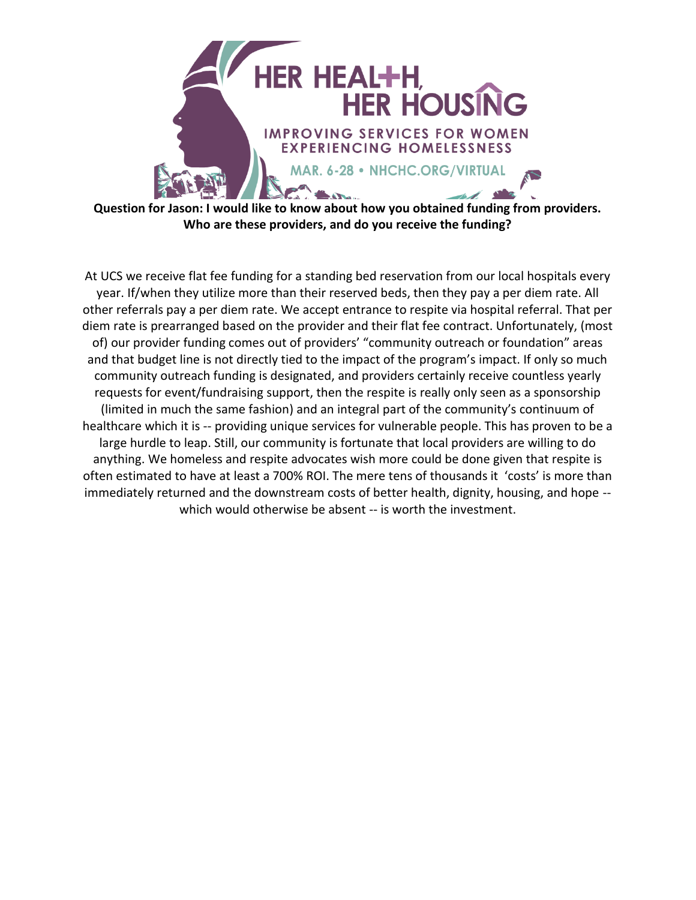**Question for Jason: I would like to know about how you obtained funding from providers. Who are these providers, and do you receive the funding?**

At UCS we receive flat fee funding for a standing bed reservation from our local hospitals every year. If/when they utilize more than their reserved beds, then they pay a per diem rate. All other referrals pay a per diem rate. We accept entrance to respite via hospital referral. That per diem rate is prearranged based on the provider and their flat fee contract. Unfortunately, (most of) our provider funding comes out of providers' "community outreach or foundation" areas and that budget line is not directly tied to the impact of the program's impact. If only so much community outreach funding is designated, and providers certainly receive countless yearly requests for event/fundraising support, then the respite is really only seen as a sponsorship (limited in much the same fashion) and an integral part of the community's continuum of healthcare which it is -- providing unique services for vulnerable people. This has proven to be a large hurdle to leap. Still, our community is fortunate that local providers are willing to do anything. We homeless and respite advocates wish more could be done given that respite is often estimated to have at least a 700% ROI. The mere tens of thousands it 'costs' is more than immediately returned and the downstream costs of better health, dignity, housing, and hope -- which would otherwise be absent -- is worth the investment.